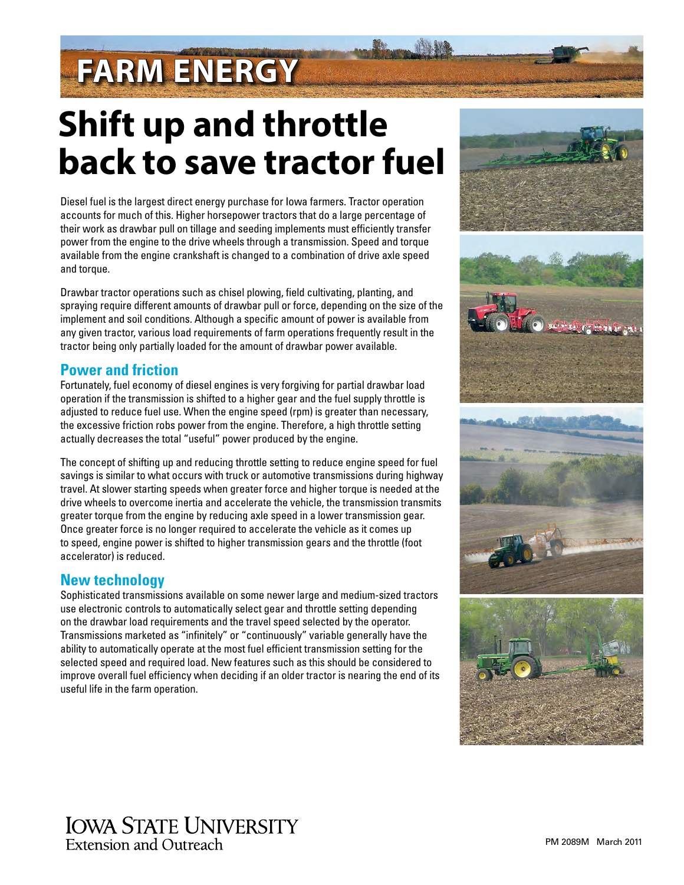# FARM ENERGY

# Shift up and throttle back to save tractor fuel

Diesel fuel is the largest direct energy purchase for Iowa farmers. Tractor operation accounts for much of this. Higher horsepower tractors that do a large percentage of their work as drawbar pull on tillage and seeding implements must efficiently transfer power from the engine to the drive wheels through a transmission. Speed and torque available from the engine crankshaft is changed to a combination of drive axle speed and torque.

Drawbar tractor operations such as chisel plowing, field cultivating, planting, and spraying require different amounts of drawbar pull or force, depending on the size of the implement and soil conditions. Although a specific amount of power is available from any given tractor, various load requirements of farm operations frequently result in the tractor being only partially loaded for the amount of drawbar power available.

## Power and friction

Fortunately, fuel economy of diesel engines is very forgiving for partial drawbar load operation if the transmission is shifted to a higher gear and the fuel supply throttle is adjusted to reduce fuel use. When the engine speed (rpm) is greater than necessary, the excessive friction robs power from the engine. Therefore, a high throttle setting actually decreases the total "useful" power produced by the engine.

The concept of shifting up and reducing throttle setting to reduce engine speed for fuel savings is similar to what occurs with truck or automotive transmissions during highway travel. At slower starting speeds when greater force and higher torque is needed at the drive wheels to overcome inertia and accelerate the vehicle, the transmission transmits greater torque from the engine by reducing axle speed in a lower transmission gear. Once greater force is no longer required to accelerate the vehicle as it comes up to speed, engine power is shifted to higher transmission gears and the throttle (foot accelerator) is reduced.

## New technology

Sophisticated transmissions available on some newer large and medium-sized tractors use electronic controls to automatically select gear and throttle setting depending on the drawbar load requirements and the travel speed selected by the operator. Transmissions marketed as "infinitely" or "continuously" variable generally have the ability to automatically operate at the most fuel efficient transmission setting for the selected speed and required load. New features such as this should be considered to improve overall fuel efficiency when deciding if an older tractor is nearing the end of its useful life in the farm operation.

Iowa State University
Extension and Outreach

PM 2089M March 2011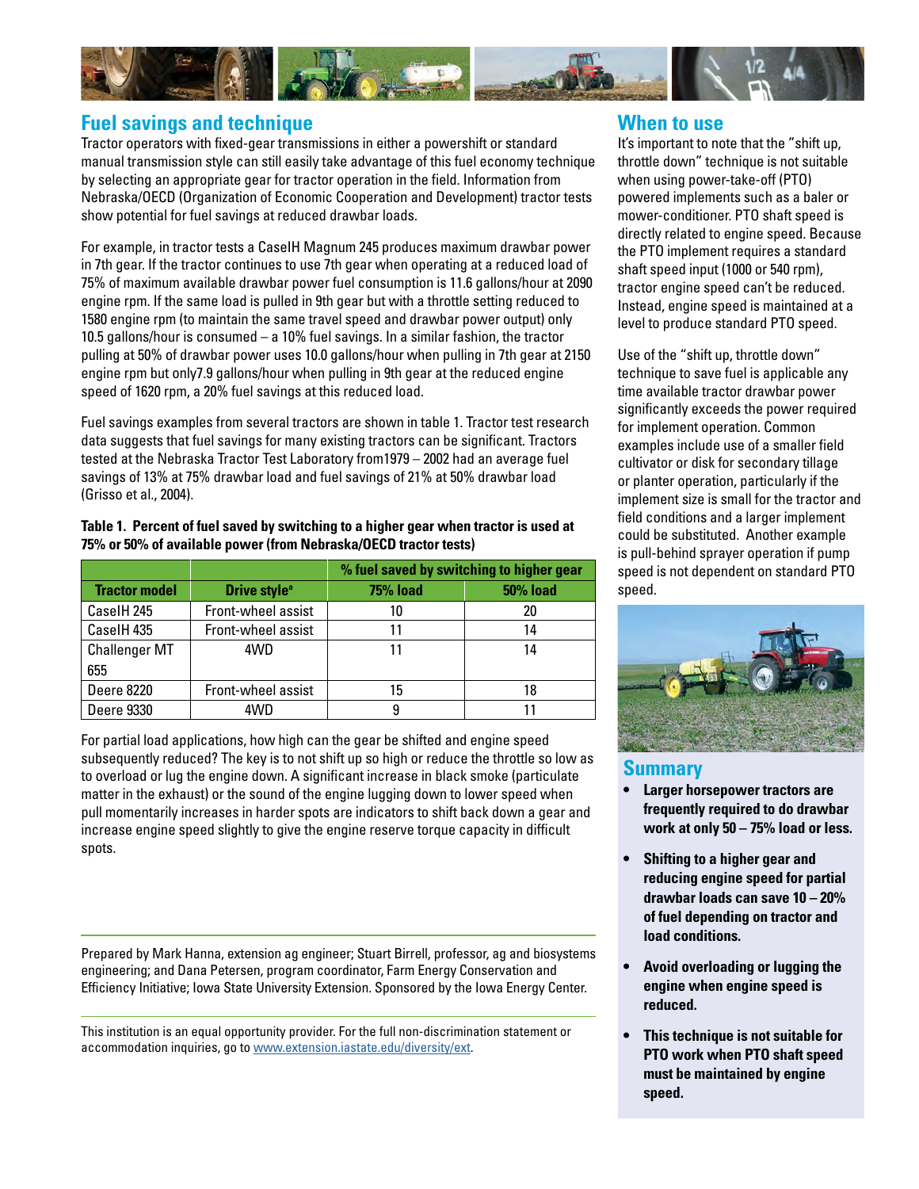## Fuel savings and technique

Tractor operators with fixed-gear transmissions in either a powershift or standard manual transmission style can still easily take advantage of this fuel economy technique by selecting an appropriate gear for tractor operation in the field. Information from Nebraska/OECD (Organization of Economic Cooperation and Development) tractor tests show potential for fuel savings at reduced drawbar loads.

For example, in tractor tests a CaseIH Magnum 245 produces maximum drawbar power in 7th gear. If the tractor continues to use 7th gear when operating at a reduced load of 75% of maximum available drawbar power fuel consumption is 11.6 gallons/hour at 2090 engine rpm. If the same load is pulled in 9th gear but with a throttle setting reduced to 1580 engine rpm (to maintain the same travel speed and drawbar power output) only 10.5 gallons/hour is consumed – a 10% fuel savings. In a similar fashion, the tractor pulling at 50% of drawbar power uses 10.0 gallons/hour when pulling in 7th gear at 2150 engine rpm but only7.9 gallons/hour when pulling in 9th gear at the reduced engine speed of 1620 rpm, a 20% fuel savings at this reduced load.

Fuel savings examples from several tractors are shown in table 1. Tractor test research data suggests that fuel savings for many existing tractors can be significant. Tractors tested at the Nebraska Tractor Test Laboratory from1979 – 2002 had an average fuel savings of 13% at 75% drawbar load and fuel savings of 21% at 50% drawbar load (Grisso et al., 2004).

**Table 1. Percent of fuel saved by switching to a higher gear when tractor is used at 75% or 50% of available power (from Nebraska/OECD tractor tests)**

| | | % fuel saved by switching to higher gear | |
|---|---|---|---|
| **Tractor model** | **Drive style[a]** | **75% load** | **50% load** |
| CaseIH 245 | Front-wheel assist | 10 | 20 |
| CaseIH 435 | Front-wheel assist | 11 | 14 |
| Challenger MT 655 | 4WD | 11 | 14 |
| Deere 8220 | Front-wheel assist | 15 | 18 |
| Deere 9330 | 4WD | 9 | 11 |

For partial load applications, how high can the gear be shifted and engine speed subsequently reduced? The key is to not shift up so high or reduce the throttle so low as to overload or lug the engine down. A significant increase in black smoke (particulate matter in the exhaust) or the sound of the engine lugging down to lower speed when pull momentarily increases in harder spots are indicators to shift back down a gear and increase engine speed slightly to give the engine reserve torque capacity in difficult spots.

## When to use

It's important to note that the "shift up, throttle down" technique is not suitable when using power-take-off (PTO) powered implements such as a baler or mower-conditioner. PTO shaft speed is directly related to engine speed. Because the PTO implement requires a standard shaft speed input (1000 or 540 rpm), tractor engine speed can't be reduced. Instead, engine speed is maintained at a level to produce standard PTO speed.

Use of the "shift up, throttle down" technique to save fuel is applicable any time available tractor drawbar power significantly exceeds the power required for implement operation. Common examples include use of a smaller field cultivator or disk for secondary tillage or planter operation, particularly if the implement size is small for the tractor and field conditions and a larger implement could be substituted. Another example is pull-behind sprayer operation if pump speed is not dependent on standard PTO speed.

## Summary

- **Larger horsepower tractors are frequently required to do drawbar work at only 50 – 75% load or less.**
- **Shifting to a higher gear and reducing engine speed for partial drawbar loads can save 10 – 20% of fuel depending on tractor and load conditions.**
- **Avoid overloading or lugging the engine when engine speed is reduced.**
- **This technique is not suitable for PTO work when PTO shaft speed must be maintained by engine speed.**

Prepared by Mark Hanna, extension ag engineer; Stuart Birrell, professor, ag and biosystems engineering; and Dana Petersen, program coordinator, Farm Energy Conservation and Efficiency Initiative; Iowa State University Extension. Sponsored by the Iowa Energy Center.

This institution is an equal opportunity provider. For the full non-discrimination statement or accommodation inquiries, go to www.extension.iastate.edu/diversity/ext.